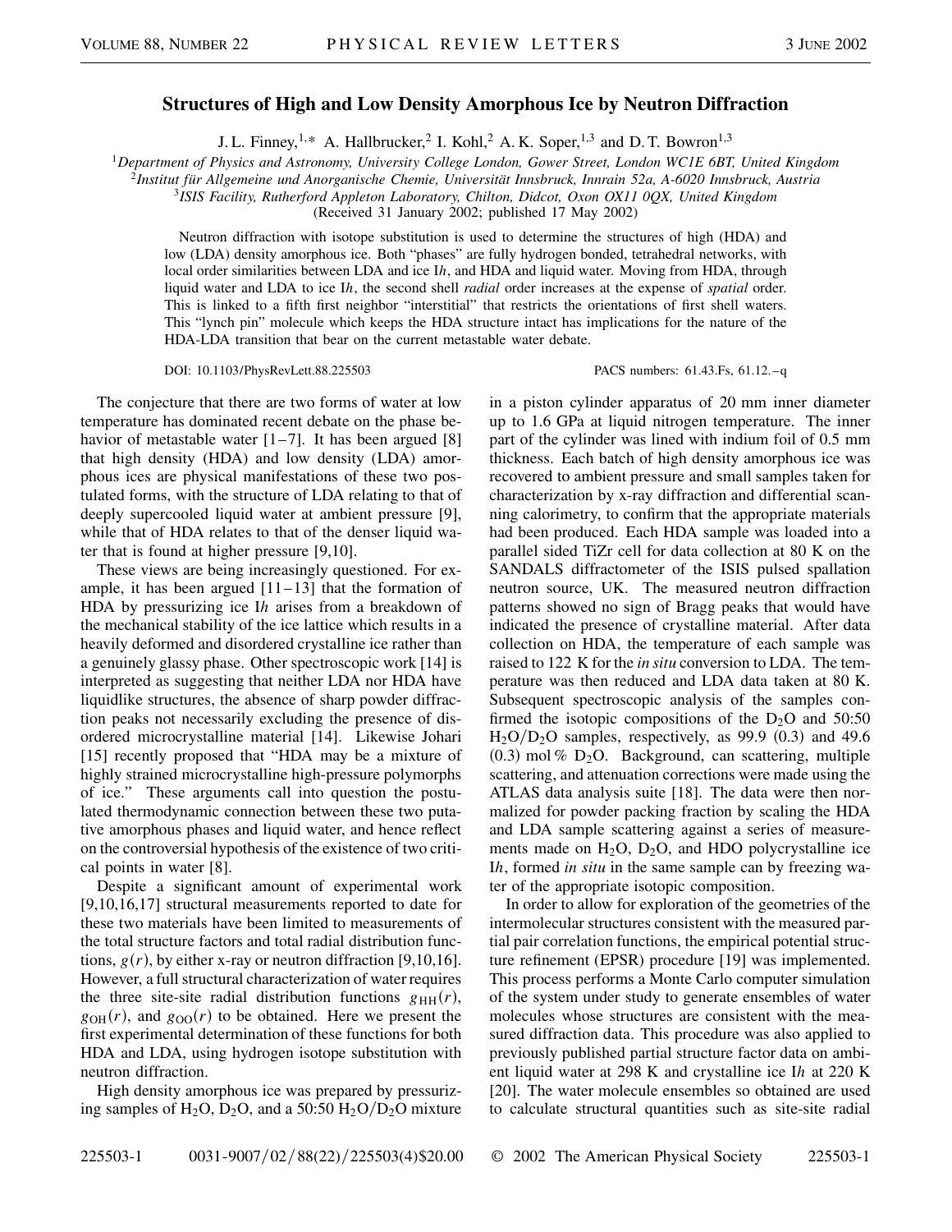# Structures of High and Low Density Amorphous Ice by Neutron Diffraction

J. L. Finney,[1,*] A. Hallbrucker,[2] I. Kohl,[2] A. K. Soper,[1,3] and D. T. Bowron[1,3]

[1]Department of Physics and Astronomy, University College London, Gower Street, London WC1E 6BT, United Kingdom
[2]Institut für Allgemeine und Anorganische Chemie, Universität Innsbruck, Innrain 52a, A-6020 Innsbruck, Austria
[3]ISIS Facility, Rutherford Appleton Laboratory, Chilton, Didcot, Oxon OX11 0QX, United Kingdom

(Received 31 January 2002; published 17 May 2002)

Neutron diffraction with isotope substitution is used to determine the structures of high (HDA) and low (LDA) density amorphous ice. Both "phases" are fully hydrogen bonded, tetrahedral networks, with local order similarities between LDA and ice I*h*, and HDA and liquid water. Moving from HDA, through liquid water and LDA to ice I*h*, the second shell *radial* order increases at the expense of *spatial* order. This is linked to a fifth first neighbor "interstitial" that restricts the orientations of first shell waters. This "lynch pin" molecule which keeps the HDA structure intact has implications for the nature of the HDA-LDA transition that bear on the current metastable water debate.

DOI: 10.1103/PhysRevLett.88.225503 PACS numbers: 61.43.Fs, 61.12.–q

The conjecture that there are two forms of water at low temperature has dominated recent debate on the phase behavior of metastable water [1–7]. It has been argued [8] that high density (HDA) and low density (LDA) amorphous ices are physical manifestations of these two postulated forms, with the structure of LDA relating to that of deeply supercooled liquid water at ambient pressure [9], while that of HDA relates to that of the denser liquid water that is found at higher pressure [9,10].

These views are being increasingly questioned. For example, it has been argued [11–13] that the formation of HDA by pressurizing ice I*h* arises from a breakdown of the mechanical stability of the ice lattice which results in a heavily deformed and disordered crystalline ice rather than a genuinely glassy phase. Other spectroscopic work [14] is interpreted as suggesting that neither LDA nor HDA have liquidlike structures, the absence of sharp powder diffraction peaks not necessarily excluding the presence of disordered microcrystalline material [14]. Likewise Johari [15] recently proposed that "HDA may be a mixture of highly strained microcrystalline high-pressure polymorphs of ice." These arguments call into question the postulated thermodynamic connection between these two putative amorphous phases and liquid water, and hence reflect on the controversial hypothesis of the existence of two critical points in water [8].

Despite a significant amount of experimental work [9,10,16,17] structural measurements reported to date for these two materials have been limited to measurements of the total structure factors and total radial distribution functions, $g(r)$, by either x-ray or neutron diffraction [9,10,16]. However, a full structural characterization of water requires the three site-site radial distribution functions $g_{HH}(r)$, $g_{OH}(r)$, and $g_{OO}(r)$ to be obtained. Here we present the first experimental determination of these functions for both HDA and LDA, using hydrogen isotope substitution with neutron diffraction.

High density amorphous ice was prepared by pressurizing samples of $H_2O$, $D_2O$, and a 50:50 $H_2O/D_2O$ mixture in a piston cylinder apparatus of 20 mm inner diameter up to 1.6 GPa at liquid nitrogen temperature. The inner part of the cylinder was lined with indium foil of 0.5 mm thickness. Each batch of high density amorphous ice was recovered to ambient pressure and small samples taken for characterization by x-ray diffraction and differential scanning calorimetry, to confirm that the appropriate materials had been produced. Each HDA sample was loaded into a parallel sided TiZr cell for data collection at 80 K on the SANDALS diffractometer of the ISIS pulsed spallation neutron source, UK. The measured neutron diffraction patterns showed no sign of Bragg peaks that would have indicated the presence of crystalline material. After data collection on HDA, the temperature of each sample was raised to 122 K for the *in situ* conversion to LDA. The temperature was then reduced and LDA data taken at 80 K. Subsequent spectroscopic analysis of the samples confirmed the isotopic compositions of the $D_2O$ and 50:50 $H_2O/D_2O$ samples, respectively, as 99.9 (0.3) and 49.6 (0.3) mol % $D_2O$. Background, can scattering, multiple scattering, and attenuation corrections were made using the ATLAS data analysis suite [18]. The data were then normalized for powder packing fraction by scaling the HDA and LDA sample scattering against a series of measurements made on $H_2O$, $D_2O$, and HDO polycrystalline ice I*h*, formed *in situ* in the same sample can by freezing water of the appropriate isotopic composition.

In order to allow for exploration of the geometries of the intermolecular structures consistent with the measured partial pair correlation functions, the empirical potential structure refinement (EPSR) procedure [19] was implemented. This process performs a Monte Carlo computer simulation of the system under study to generate ensembles of water molecules whose structures are consistent with the measured diffraction data. This procedure was also applied to previously published partial structure factor data on ambient liquid water at 298 K and crystalline ice I*h* at 220 K [20]. The water molecule ensembles so obtained are used to calculate structural quantities such as site-site radial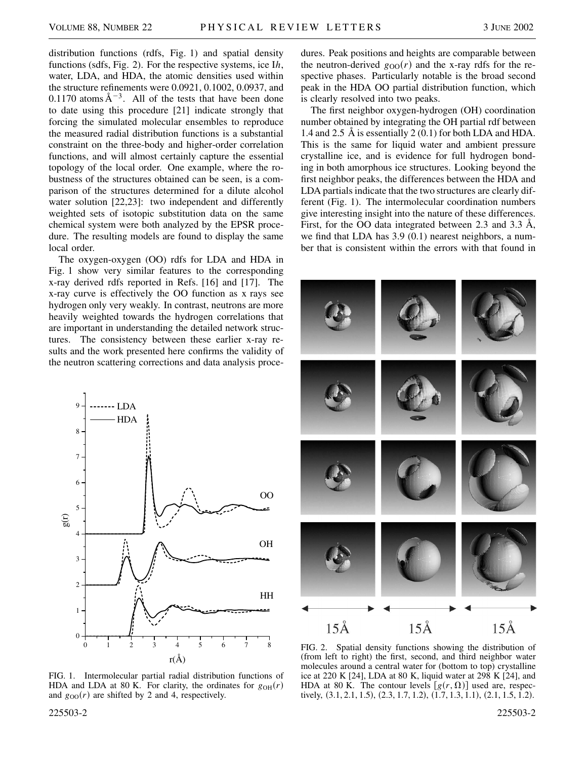distribution functions (rdfs, Fig. 1) and spatial density functions (sdfs, Fig. 2). For the respective systems, ice I*h*, water, LDA, and HDA, the atomic densities used within the structure refinements were 0.0921, 0.1002, 0.0937, and 0.1170 atoms Å$^{-3}$. All of the tests that have been done to date using this procedure [21] indicate strongly that forcing the simulated molecular ensembles to reproduce the measured radial distribution functions is a substantial constraint on the three-body and higher-order correlation functions, and will almost certainly capture the essential topology of the local order. One example, where the robustness of the structures obtained can be seen, is a comparison of the structures determined for a dilute alcohol water solution [22,23]: two independent and differently weighted sets of isotopic substitution data on the same chemical system were both analyzed by the EPSR procedure. The resulting models are found to display the same local order.

The oxygen-oxygen (OO) rdfs for LDA and HDA in Fig. 1 show very similar features to the corresponding x-ray derived rdfs reported in Refs. [16] and [17]. The x-ray curve is effectively the OO function as x rays see hydrogen only very weakly. In contrast, neutrons are more heavily weighted towards the hydrogen correlations that are important in understanding the detailed network structures. The consistency between these earlier x-ray results and the work presented here confirms the validity of the neutron scattering corrections and data analysis procedures. Peak positions and heights are comparable between the neutron-derived $g_{OO}(r)$ and the x-ray rdfs for the respective phases. Particularly notable is the broad second peak in the HDA OO partial distribution function, which is clearly resolved into two peaks.

The first neighbor oxygen-hydrogen (OH) coordination number obtained by integrating the OH partial rdf between 1.4 and 2.5 Å is essentially 2 (0.1) for both LDA and HDA. This is the same for liquid water and ambient pressure crystalline ice, and is evidence for full hydrogen bonding in both amorphous ice structures. Looking beyond the first neighbor peaks, the differences between the HDA and LDA partials indicate that the two structures are clearly different (Fig. 1). The intermolecular coordination numbers give interesting insight into the nature of these differences. First, for the OO data integrated between 2.3 and 3.3 Å, we find that LDA has 3.9 (0.1) nearest neighbors, a number that is consistent within the errors with that found in

FIG. 1. Intermolecular partial radial distribution functions of HDA and LDA at 80 K. For clarity, the ordinates for $g_{OH}(r)$ and $g_{OO}(r)$ are shifted by 2 and 4, respectively.

FIG. 2. Spatial density functions showing the distribution of (from left to right) the first, second, and third neighbor water molecules around a central water for (bottom to top) crystalline ice at 220 K [24], LDA at 80 K, liquid water at 298 K [24], and HDA at 80 K. The contour levels $[g(r, \Omega)]$ used are, respectively, (3.1, 2.1, 1.5), (2.3, 1.7, 1.2), (1.7, 1.3, 1.1), (2.1, 1.5, 1.2).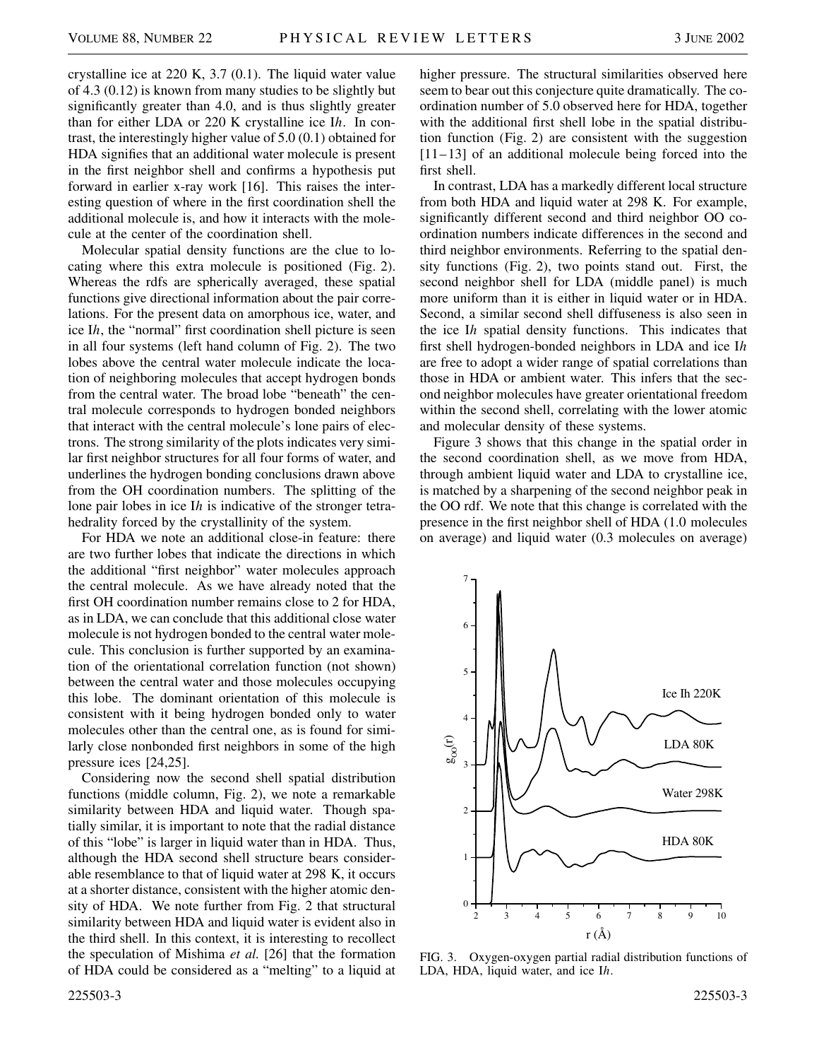crystalline ice at 220 K, 3.7 (0.1). The liquid water value of 4.3 (0.12) is known from many studies to be slightly but significantly greater than 4.0, and is thus slightly greater than for either LDA or 220 K crystalline ice I*h*. In contrast, the interestingly higher value of 5.0 (0.1) obtained for HDA signifies that an additional water molecule is present in the first neighbor shell and confirms a hypothesis put forward in earlier x-ray work [16]. This raises the interesting question of where in the first coordination shell the additional molecule is, and how it interacts with the molecule at the center of the coordination shell.

Molecular spatial density functions are the clue to locating where this extra molecule is positioned (Fig. 2). Whereas the rdfs are spherically averaged, these spatial functions give directional information about the pair correlations. For the present data on amorphous ice, water, and ice I*h*, the "normal" first coordination shell picture is seen in all four systems (left hand column of Fig. 2). The two lobes above the central water molecule indicate the location of neighboring molecules that accept hydrogen bonds from the central water. The broad lobe "beneath" the central molecule corresponds to hydrogen bonded neighbors that interact with the central molecule's lone pairs of electrons. The strong similarity of the plots indicates very similar first neighbor structures for all four forms of water, and underlines the hydrogen bonding conclusions drawn above from the OH coordination numbers. The splitting of the lone pair lobes in ice I*h* is indicative of the stronger tetrahedrality forced by the crystallinity of the system.

For HDA we note an additional close-in feature: there are two further lobes that indicate the directions in which the additional "first neighbor" water molecules approach the central molecule. As we have already noted that the first OH coordination number remains close to 2 for HDA, as in LDA, we can conclude that this additional close water molecule is not hydrogen bonded to the central water molecule. This conclusion is further supported by an examination of the orientational correlation function (not shown) between the central water and those molecules occupying this lobe. The dominant orientation of this molecule is consistent with it being hydrogen bonded only to water molecules other than the central one, as is found for similarly close nonbonded first neighbors in some of the high pressure ices [24,25].

Considering now the second shell spatial distribution functions (middle column, Fig. 2), we note a remarkable similarity between HDA and liquid water. Though spatially similar, it is important to note that the radial distance of this "lobe" is larger in liquid water than in HDA. Thus, although the HDA second shell structure bears considerable resemblance to that of liquid water at 298 K, it occurs at a shorter distance, consistent with the higher atomic density of HDA. We note further from Fig. 2 that structural similarity between HDA and liquid water is evident also in the third shell. In this context, it is interesting to recollect the speculation of Mishima *et al.* [26] that the formation of HDA could be considered as a "melting" to a liquid at higher pressure. The structural similarities observed here seem to bear out this conjecture quite dramatically. The coordination number of 5.0 observed here for HDA, together with the additional first shell lobe in the spatial distribution function (Fig. 2) are consistent with the suggestion [11–13] of an additional molecule being forced into the first shell.

In contrast, LDA has a markedly different local structure from both HDA and liquid water at 298 K. For example, significantly different second and third neighbor OO coordination numbers indicate differences in the second and third neighbor environments. Referring to the spatial density functions (Fig. 2), two points stand out. First, the second neighbor shell for LDA (middle panel) is much more uniform than it is either in liquid water or in HDA. Second, a similar second shell diffuseness is also seen in the ice I*h* spatial density functions. This indicates that first shell hydrogen-bonded neighbors in LDA and ice I*h* are free to adopt a wider range of spatial correlations than those in HDA or ambient water. This infers that the second neighbor molecules have greater orientational freedom within the second shell, correlating with the lower atomic and molecular density of these systems.

Figure 3 shows that this change in the spatial order in the second coordination shell, as we move from HDA, through ambient liquid water and LDA to crystalline ice, is matched by a sharpening of the second neighbor peak in the OO rdf. We note that this change is correlated with the presence in the first neighbor shell of HDA (1.0 molecules on average) and liquid water (0.3 molecules on average)

FIG. 3. Oxygen-oxygen partial radial distribution functions of LDA, HDA, liquid water, and ice I*h*.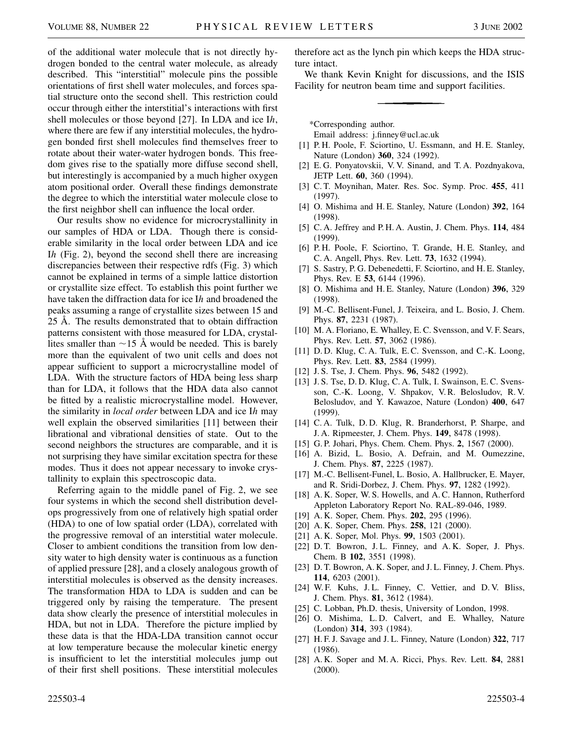of the additional water molecule that is not directly hydrogen bonded to the central water molecule, as already described. This "interstitial" molecule pins the possible orientations of first shell water molecules, and forces spatial structure onto the second shell. This restriction could occur through either the interstitial's interactions with first shell molecules or those beyond [27]. In LDA and ice I*h*, where there are few if any interstitial molecules, the hydrogen bonded first shell molecules find themselves freer to rotate about their water-water hydrogen bonds. This freedom gives rise to the spatially more diffuse second shell, but interestingly is accompanied by a much higher oxygen atom positional order. Overall these findings demonstrate the degree to which the interstitial water molecule close to the first neighbor shell can influence the local order.

Our results show no evidence for microcrystallinity in our samples of HDA or LDA. Though there is considerable similarity in the local order between LDA and ice I*h* (Fig. 2), beyond the second shell there are increasing discrepancies between their respective rdfs (Fig. 3) which cannot be explained in terms of a simple lattice distortion or crystallite size effect. To establish this point further we have taken the diffraction data for ice I*h* and broadened the peaks assuming a range of crystallite sizes between 15 and 25 Å. The results demonstrated that to obtain diffraction patterns consistent with those measured for LDA, crystallites smaller than ~15 Å would be needed. This is barely more than the equivalent of two unit cells and does not appear sufficient to support a microcrystalline model of LDA. With the structure factors of HDA being less sharp than for LDA, it follows that the HDA data also cannot be fitted by a realistic microcrystalline model. However, the similarity in *local order* between LDA and ice I*h* may well explain the observed similarities [11] between their librational and vibrational densities of state. Out to the second neighbors the structures are comparable, and it is not surprising they have similar excitation spectra for these modes. Thus it does not appear necessary to invoke crystallinity to explain this spectroscopic data.

Referring again to the middle panel of Fig. 2, we see four systems in which the second shell distribution develops progressively from one of relatively high spatial order (HDA) to one of low spatial order (LDA), correlated with the progressive removal of an interstitial water molecule. Closer to ambient conditions the transition from low density water to high density water is continuous as a function of applied pressure [28], and a closely analogous growth of interstitial molecules is observed as the density increases. The transformation HDA to LDA is sudden and can be triggered only by raising the temperature. The present data show clearly the presence of interstitial molecules in HDA, but not in LDA. Therefore the picture implied by these data is that the HDA-LDA transition cannot occur at low temperature because the molecular kinetic energy is insufficient to let the interstitial molecules jump out of their first shell positions. These interstitial molecules therefore act as the lynch pin which keeps the HDA structure intact.

We thank Kevin Knight for discussions, and the ISIS Facility for neutron beam time and support facilities.

---

*Corresponding author.
Email address: j.finney@ucl.ac.uk

[1] P. H. Poole, F. Sciortino, U. Essmann, and H. E. Stanley, Nature (London) **360**, 324 (1992).
[2] E. G. Ponyatovskii, V. V. Sinand, and T. A. Pozdnyakova, JETP Lett. **60**, 360 (1994).
[3] C. T. Moynihan, Mater. Res. Soc. Symp. Proc. **455**, 411 (1997).
[4] O. Mishima and H. E. Stanley, Nature (London) **392**, 164 (1998).
[5] C. A. Jeffrey and P. H. A. Austin, J. Chem. Phys. **114**, 484 (1999).
[6] P. H. Poole, F. Sciortino, T. Grande, H. E. Stanley, and C. A. Angell, Phys. Rev. Lett. **73**, 1632 (1994).
[7] S. Sastry, P. G. Debenedetti, F. Sciortino, and H. E. Stanley, Phys. Rev. E **53**, 6144 (1996).
[8] O. Mishima and H. E. Stanley, Nature (London) **396**, 329 (1998).
[9] M.-C. Bellisent-Funel, J. Teixeira, and L. Bosio, J. Chem. Phys. **87**, 2231 (1987).
[10] M. A. Floriano, E. Whalley, E. C. Svensson, and V. F. Sears, Phys. Rev. Lett. **57**, 3062 (1986).
[11] D. D. Klug, C. A. Tulk, E. C. Svensson, and C.-K. Loong, Phys. Rev. Lett. **83**, 2584 (1999).
[12] J. S. Tse, J. Chem. Phys. **96**, 5482 (1992).
[13] J. S. Tse, D. D. Klug, C. A. Tulk, I. Swainson, E. C. Svensson, C.-K. Loong, V. Shpakov, V. R. Belosludov, R. V. Belosludov, and Y. Kawazoe, Nature (London) **400**, 647 (1999).
[14] C. A. Tulk, D. D. Klug, R. Branderhorst, P. Sharpe, and J. A. Ripmeester, J. Chem. Phys. **149**, 8478 (1998).
[15] G. P. Johari, Phys. Chem. Chem. Phys. **2**, 1567 (2000).
[16] A. Bizid, L. Bosio, A. Defrain, and M. Oumezzine, J. Chem. Phys. **87**, 2225 (1987).
[17] M.-C. Bellisent-Funel, L. Bosio, A. Hallbrucker, E. Mayer, and R. Sridi-Dorbez, J. Chem. Phys. **97**, 1282 (1992).
[18] A. K. Soper, W. S. Howells, and A. C. Hannon, Rutherford Appleton Laboratory Report No. RAL-89-046, 1989.
[19] A. K. Soper, Chem. Phys. **202**, 295 (1996).
[20] A. K. Soper, Chem. Phys. **258**, 121 (2000).
[21] A. K. Soper, Mol. Phys. **99**, 1503 (2001).
[22] D. T. Bowron, J. L. Finney, and A. K. Soper, J. Phys. Chem. B **102**, 3551 (1998).
[23] D. T. Bowron, A. K. Soper, and J. L. Finney, J. Chem. Phys. **114**, 6203 (2001).
[24] W. F. Kuhs, J. L. Finney, C. Vettier, and D. V. Bliss, J. Chem. Phys. **81**, 3612 (1984).
[25] C. Lobban, Ph.D. thesis, University of London, 1998.
[26] O. Mishima, L. D. Calvert, and E. Whalley, Nature (London) **314**, 393 (1984).
[27] H. F. J. Savage and J. L. Finney, Nature (London) **322**, 717 (1986).
[28] A. K. Soper and M. A. Ricci, Phys. Rev. Lett. **84**, 2881 (2000).